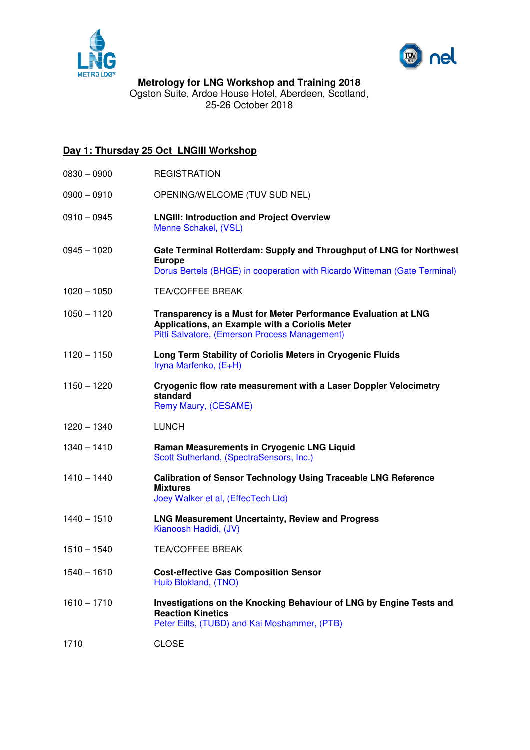**Metrology for LNG Workshop and Training 2018**
Ogston Suite, Ardoe House Hotel, Aberdeen, Scotland,
25-26 October 2018

## Day 1: Thursday 25 Oct LNGIII Workshop

| | |
|---|---|
| 0830 – 0900 | REGISTRATION |
| 0900 – 0910 | OPENING/WELCOME (TUV SUD NEL) |
| 0910 – 0945 | **LNGIII: Introduction and Project Overview**<br>Menne Schakel, (VSL) |
| 0945 – 1020 | **Gate Terminal Rotterdam: Supply and Throughput of LNG for Northwest Europe**<br>Dorus Bertels (BHGE) in cooperation with Ricardo Witteman (Gate Terminal) |
| 1020 – 1050 | TEA/COFFEE BREAK |
| 1050 – 1120 | **Transparency is a Must for Meter Performance Evaluation at LNG Applications, an Example with a Coriolis Meter**<br>Pitti Salvatore, (Emerson Process Management) |
| 1120 – 1150 | **Long Term Stability of Coriolis Meters in Cryogenic Fluids**<br>Iryna Marfenko, (E+H) |
| 1150 – 1220 | **Cryogenic flow rate measurement with a Laser Doppler Velocimetry standard**<br>Remy Maury, (CESAME) |
| 1220 – 1340 | LUNCH |
| 1340 – 1410 | **Raman Measurements in Cryogenic LNG Liquid**<br>Scott Sutherland, (SpectraSensors, Inc.) |
| 1410 – 1440 | **Calibration of Sensor Technology Using Traceable LNG Reference Mixtures**<br>Joey Walker et al, (EffecTech Ltd) |
| 1440 – 1510 | **LNG Measurement Uncertainty, Review and Progress**<br>Kianoosh Hadidi, (JV) |
| 1510 – 1540 | TEA/COFFEE BREAK |
| 1540 – 1610 | **Cost-effective Gas Composition Sensor**<br>Huib Blokland, (TNO) |
| 1610 – 1710 | **Investigations on the Knocking Behaviour of LNG by Engine Tests and Reaction Kinetics**<br>Peter Eilts, (TUBD) and Kai Moshammer, (PTB) |
| 1710 | CLOSE |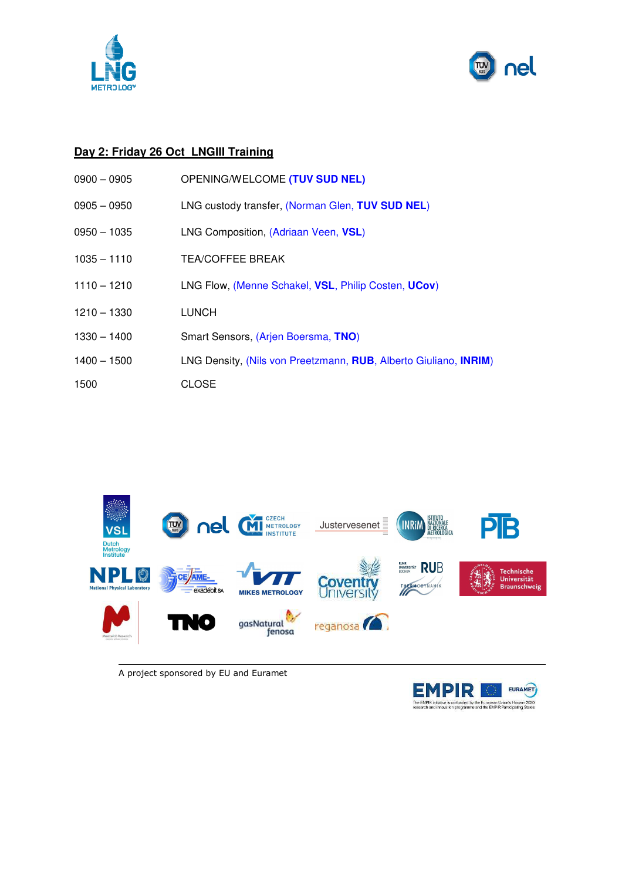**Day 2: Friday 26 Oct LNGIII Training**

| | |
|---|---|
| 0900 – 0905 | OPENING/WELCOME **(TUV SUD NEL)** |
| 0905 – 0950 | LNG custody transfer, (Norman Glen, **TUV SUD NEL**) |
| 0950 – 1035 | LNG Composition, (Adriaan Veen, **VSL**) |
| 1035 – 1110 | TEA/COFFEE BREAK |
| 1110 – 1210 | LNG Flow, (Menne Schakel, **VSL**, Philip Costen, **UCov**) |
| 1210 – 1330 | LUNCH |
| 1330 – 1400 | Smart Sensors, (Arjen Boersma, **TNO**) |
| 1400 – 1500 | LNG Density, (Nils von Preetzmann, **RUB**, Alberto Giuliano, **INRIM**) |
| 1500 | CLOSE |

A project sponsored by EU and Euramet

The EMPIR initiative is co-funded by the European Union's Horizon 2020 research and innovation programme and the EMPIR Participating States